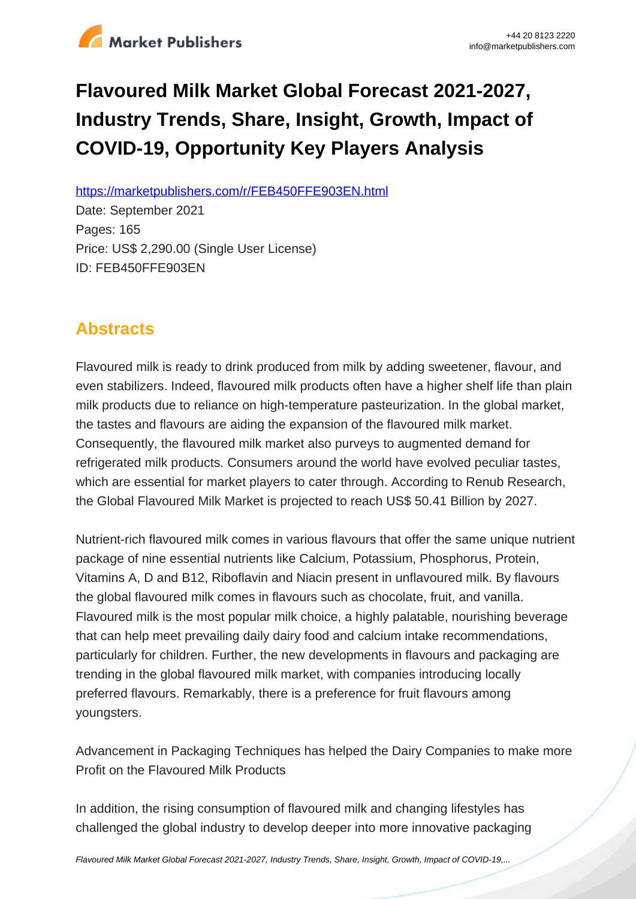# Flavoured Milk Market Global Forecast 2021-2027, Industry Trends, Share, Insight, Growth, Impact of COVID-19, Opportunity Key Players Analysis

https://marketpublishers.com/r/FEB450FFE903EN.html

Date: September 2021

Pages: 165

Price: US$ 2,290.00 (Single User License)

ID: FEB450FFE903EN

## Abstracts

Flavoured milk is ready to drink produced from milk by adding sweetener, flavour, and even stabilizers. Indeed, flavoured milk products often have a higher shelf life than plain milk products due to reliance on high-temperature pasteurization. In the global market, the tastes and flavours are aiding the expansion of the flavoured milk market. Consequently, the flavoured milk market also purveys to augmented demand for refrigerated milk products. Consumers around the world have evolved peculiar tastes, which are essential for market players to cater through. According to Renub Research, the Global Flavoured Milk Market is projected to reach US$ 50.41 Billion by 2027.

Nutrient-rich flavoured milk comes in various flavours that offer the same unique nutrient package of nine essential nutrients like Calcium, Potassium, Phosphorus, Protein, Vitamins A, D and B12, Riboflavin and Niacin present in unflavoured milk. By flavours the global flavoured milk comes in flavours such as chocolate, fruit, and vanilla. Flavoured milk is the most popular milk choice, a highly palatable, nourishing beverage that can help meet prevailing daily dairy food and calcium intake recommendations, particularly for children. Further, the new developments in flavours and packaging are trending in the global flavoured milk market, with companies introducing locally preferred flavours. Remarkably, there is a preference for fruit flavours among youngsters.

Advancement in Packaging Techniques has helped the Dairy Companies to make more Profit on the Flavoured Milk Products

In addition, the rising consumption of flavoured milk and changing lifestyles has challenged the global industry to develop deeper into more innovative packaging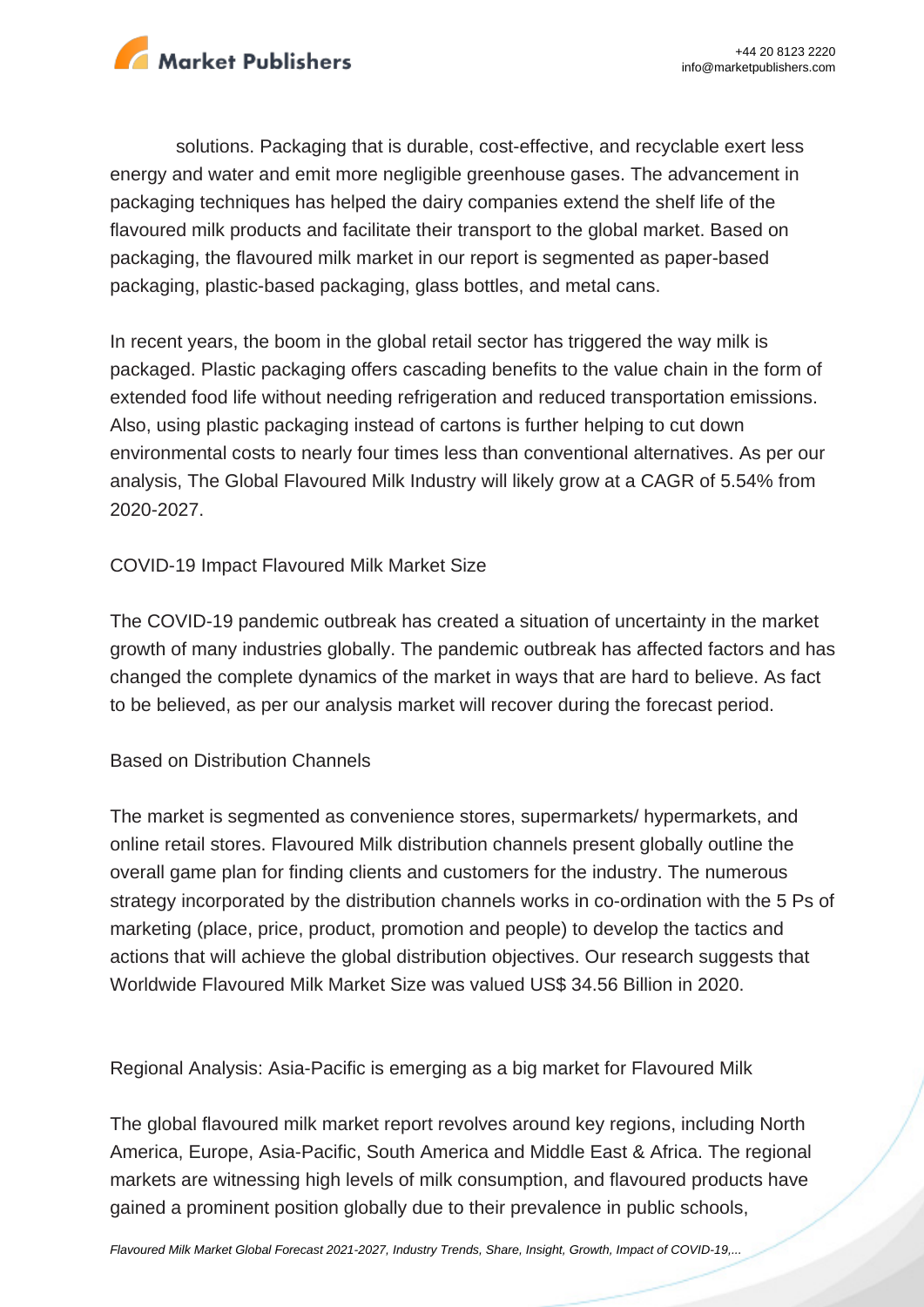solutions. Packaging that is durable, cost-effective, and recyclable exert less energy and water and emit more negligible greenhouse gases. The advancement in packaging techniques has helped the dairy companies extend the shelf life of the flavoured milk products and facilitate their transport to the global market. Based on packaging, the flavoured milk market in our report is segmented as paper-based packaging, plastic-based packaging, glass bottles, and metal cans.

In recent years, the boom in the global retail sector has triggered the way milk is packaged. Plastic packaging offers cascading benefits to the value chain in the form of extended food life without needing refrigeration and reduced transportation emissions. Also, using plastic packaging instead of cartons is further helping to cut down environmental costs to nearly four times less than conventional alternatives. As per our analysis, The Global Flavoured Milk Industry will likely grow at a CAGR of 5.54% from 2020-2027.

## COVID-19 Impact Flavoured Milk Market Size

The COVID-19 pandemic outbreak has created a situation of uncertainty in the market growth of many industries globally. The pandemic outbreak has affected factors and has changed the complete dynamics of the market in ways that are hard to believe. As fact to be believed, as per our analysis market will recover during the forecast period.

## Based on Distribution Channels

The market is segmented as convenience stores, supermarkets/ hypermarkets, and online retail stores. Flavoured Milk distribution channels present globally outline the overall game plan for finding clients and customers for the industry. The numerous strategy incorporated by the distribution channels works in co-ordination with the 5 Ps of marketing (place, price, product, promotion and people) to develop the tactics and actions that will achieve the global distribution objectives. Our research suggests that Worldwide Flavoured Milk Market Size was valued US$ 34.56 Billion in 2020.

## Regional Analysis: Asia-Pacific is emerging as a big market for Flavoured Milk

The global flavoured milk market report revolves around key regions, including North America, Europe, Asia-Pacific, South America and Middle East & Africa. The regional markets are witnessing high levels of milk consumption, and flavoured products have gained a prominent position globally due to their prevalence in public schools,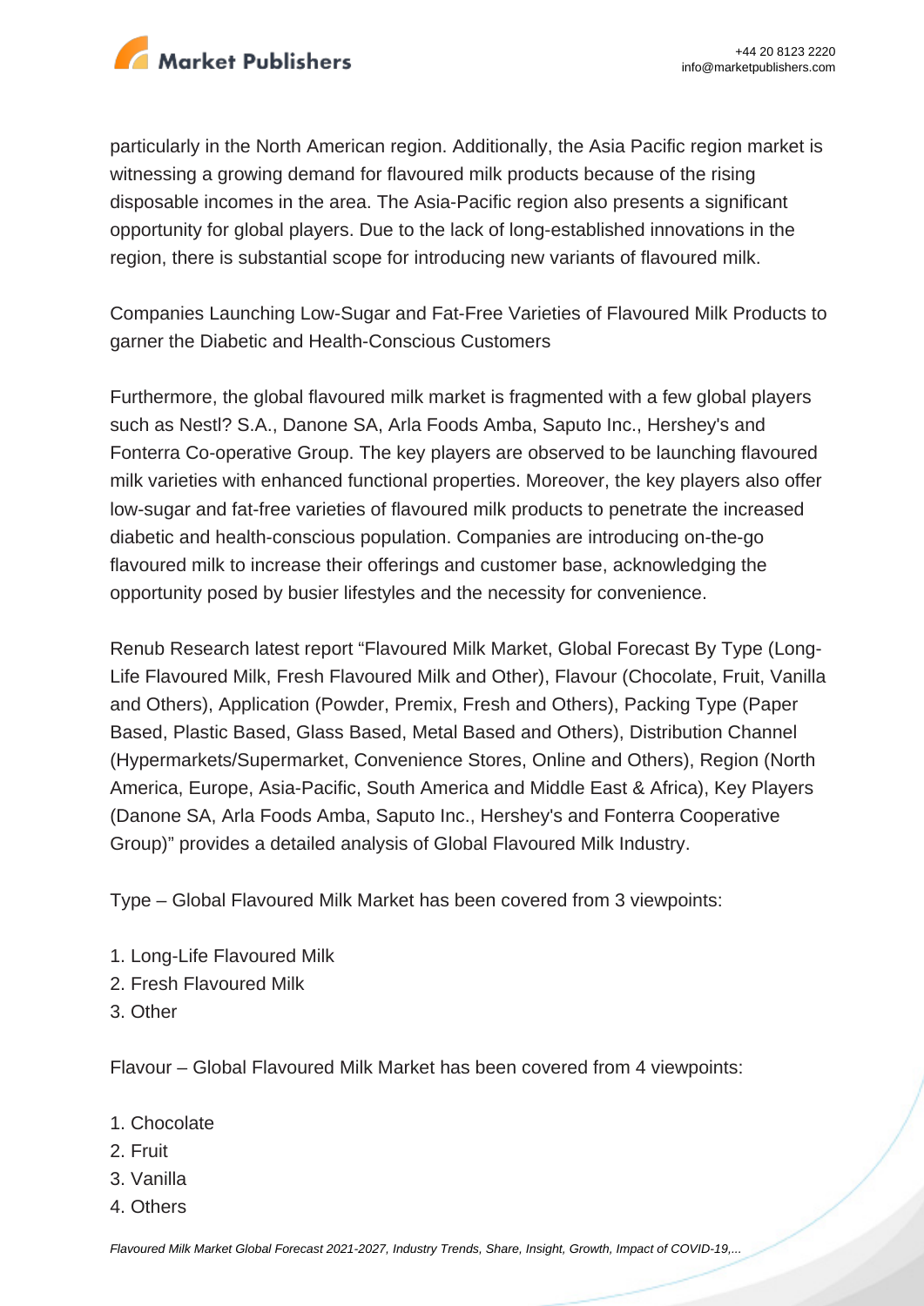particularly in the North American region. Additionally, the Asia Pacific region market is witnessing a growing demand for flavoured milk products because of the rising disposable incomes in the area. The Asia-Pacific region also presents a significant opportunity for global players. Due to the lack of long-established innovations in the region, there is substantial scope for introducing new variants of flavoured milk.

Companies Launching Low-Sugar and Fat-Free Varieties of Flavoured Milk Products to garner the Diabetic and Health-Conscious Customers

Furthermore, the global flavoured milk market is fragmented with a few global players such as Nestl? S.A., Danone SA, Arla Foods Amba, Saputo Inc., Hershey's and Fonterra Co-operative Group. The key players are observed to be launching flavoured milk varieties with enhanced functional properties. Moreover, the key players also offer low-sugar and fat-free varieties of flavoured milk products to penetrate the increased diabetic and health-conscious population. Companies are introducing on-the-go flavoured milk to increase their offerings and customer base, acknowledging the opportunity posed by busier lifestyles and the necessity for convenience.

Renub Research latest report "Flavoured Milk Market, Global Forecast By Type (Long-Life Flavoured Milk, Fresh Flavoured Milk and Other), Flavour (Chocolate, Fruit, Vanilla and Others), Application (Powder, Premix, Fresh and Others), Packing Type (Paper Based, Plastic Based, Glass Based, Metal Based and Others), Distribution Channel (Hypermarkets/Supermarket, Convenience Stores, Online and Others), Region (North America, Europe, Asia-Pacific, South America and Middle East & Africa), Key Players (Danone SA, Arla Foods Amba, Saputo Inc., Hershey's and Fonterra Cooperative Group)" provides a detailed analysis of Global Flavoured Milk Industry.

Type – Global Flavoured Milk Market has been covered from 3 viewpoints:

1. Long-Life Flavoured Milk
2. Fresh Flavoured Milk
3. Other

Flavour – Global Flavoured Milk Market has been covered from 4 viewpoints:

1. Chocolate
2. Fruit
3. Vanilla
4. Others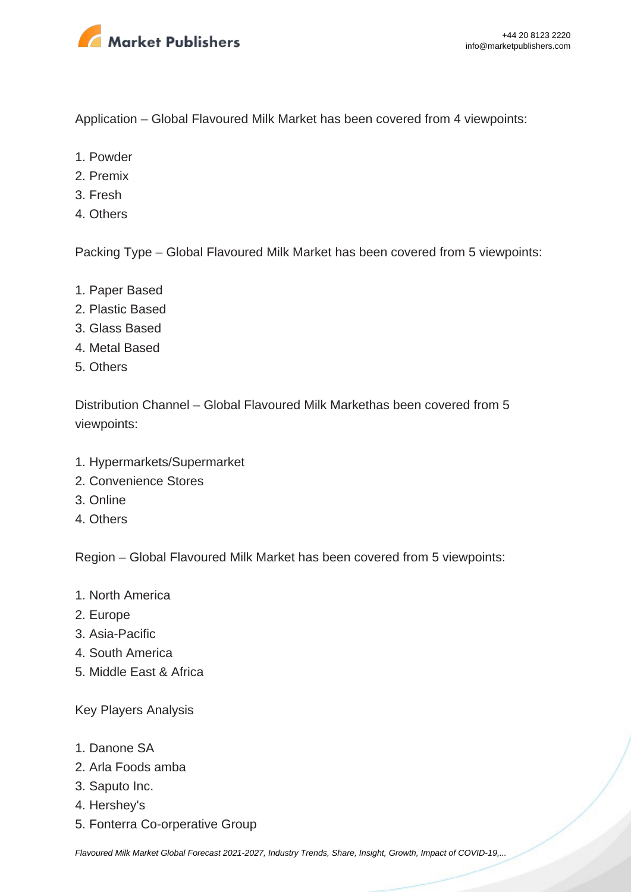Application – Global Flavoured Milk Market has been covered from 4 viewpoints:

1. Powder
2. Premix
3. Fresh
4. Others

Packing Type – Global Flavoured Milk Market has been covered from 5 viewpoints:

1. Paper Based
2. Plastic Based
3. Glass Based
4. Metal Based
5. Others

Distribution Channel – Global Flavoured Milk Markethas been covered from 5 viewpoints:

1. Hypermarkets/Supermarket
2. Convenience Stores
3. Online
4. Others

Region – Global Flavoured Milk Market has been covered from 5 viewpoints:

1. North America
2. Europe
3. Asia-Pacific
4. South America
5. Middle East & Africa

Key Players Analysis

1. Danone SA
2. Arla Foods amba
3. Saputo Inc.
4. Hershey's
5. Fonterra Co-orperative Group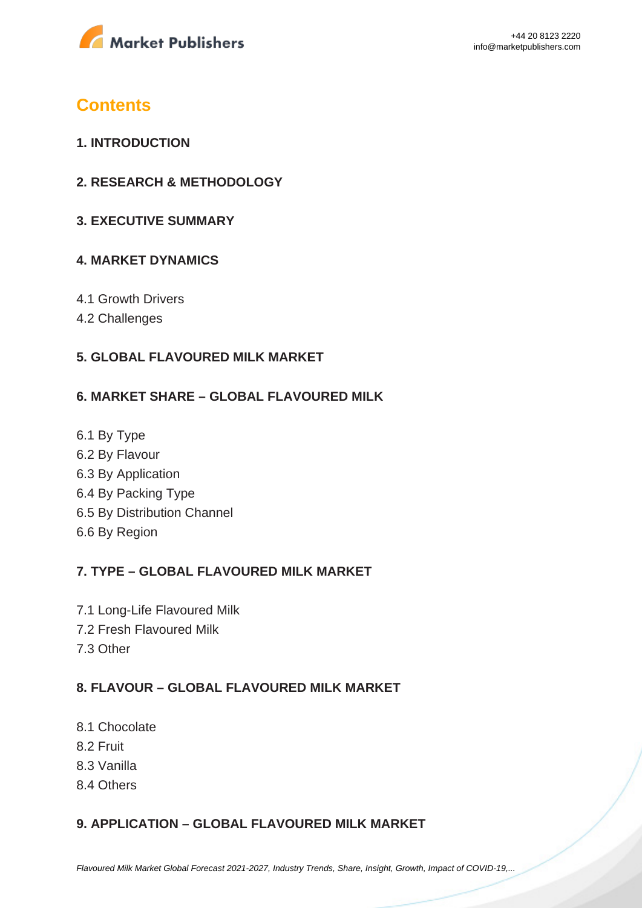# Contents

### 1. INTRODUCTION

### 2. RESEARCH & METHODOLOGY

### 3. EXECUTIVE SUMMARY

### 4. MARKET DYNAMICS

4.1 Growth Drivers
4.2 Challenges

### 5. GLOBAL FLAVOURED MILK MARKET

### 6. MARKET SHARE – GLOBAL FLAVOURED MILK

6.1 By Type
6.2 By Flavour
6.3 By Application
6.4 By Packing Type
6.5 By Distribution Channel
6.6 By Region

### 7. TYPE – GLOBAL FLAVOURED MILK MARKET

7.1 Long-Life Flavoured Milk
7.2 Fresh Flavoured Milk
7.3 Other

### 8. FLAVOUR – GLOBAL FLAVOURED MILK MARKET

8.1 Chocolate
8.2 Fruit
8.3 Vanilla
8.4 Others

### 9. APPLICATION – GLOBAL FLAVOURED MILK MARKET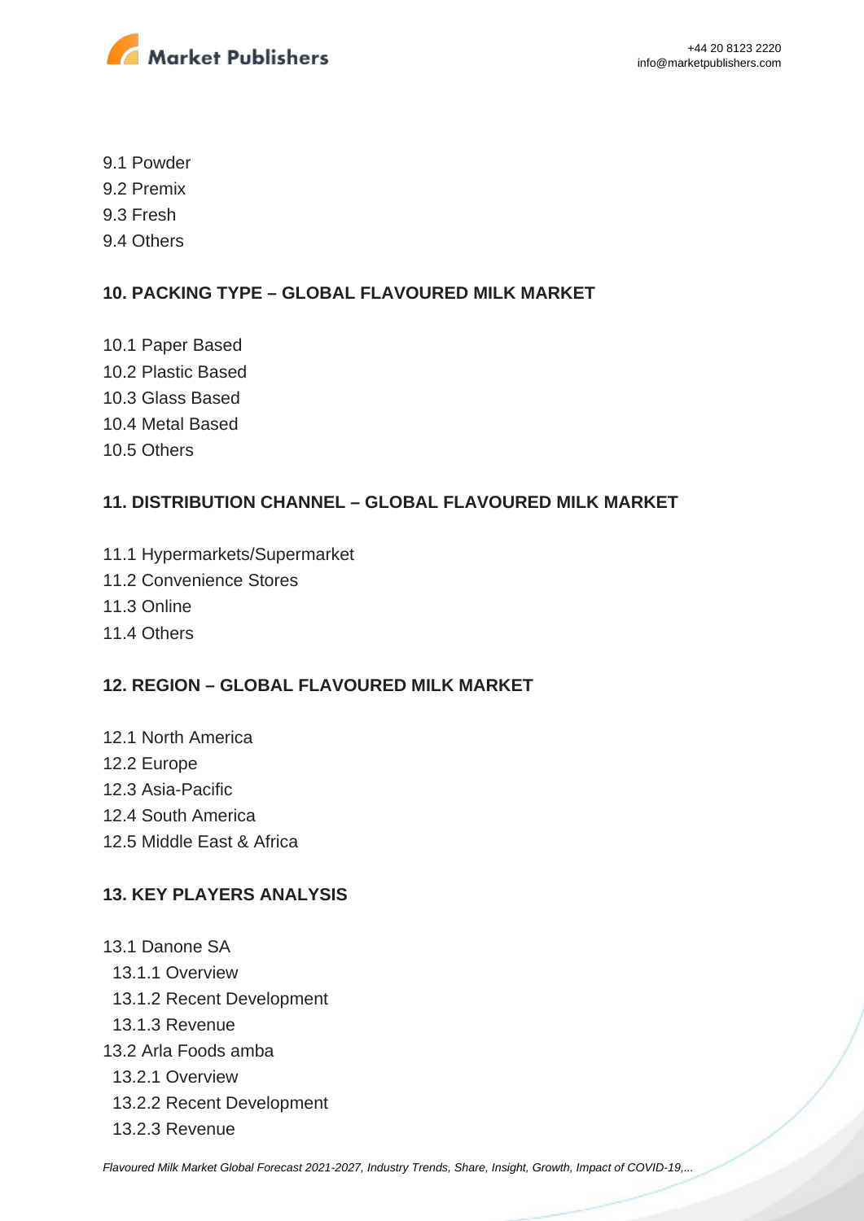9.1 Powder
9.2 Premix
9.3 Fresh
9.4 Others

## 10. PACKING TYPE – GLOBAL FLAVOURED MILK MARKET

10.1 Paper Based
10.2 Plastic Based
10.3 Glass Based
10.4 Metal Based
10.5 Others

## 11. DISTRIBUTION CHANNEL – GLOBAL FLAVOURED MILK MARKET

11.1 Hypermarkets/Supermarket
11.2 Convenience Stores
11.3 Online
11.4 Others

## 12. REGION – GLOBAL FLAVOURED MILK MARKET

12.1 North America
12.2 Europe
12.3 Asia-Pacific
12.4 South America
12.5 Middle East & Africa

## 13. KEY PLAYERS ANALYSIS

13.1 Danone SA
  13.1.1 Overview
  13.1.2 Recent Development
  13.1.3 Revenue
13.2 Arla Foods amba
  13.2.1 Overview
  13.2.2 Recent Development
  13.2.3 Revenue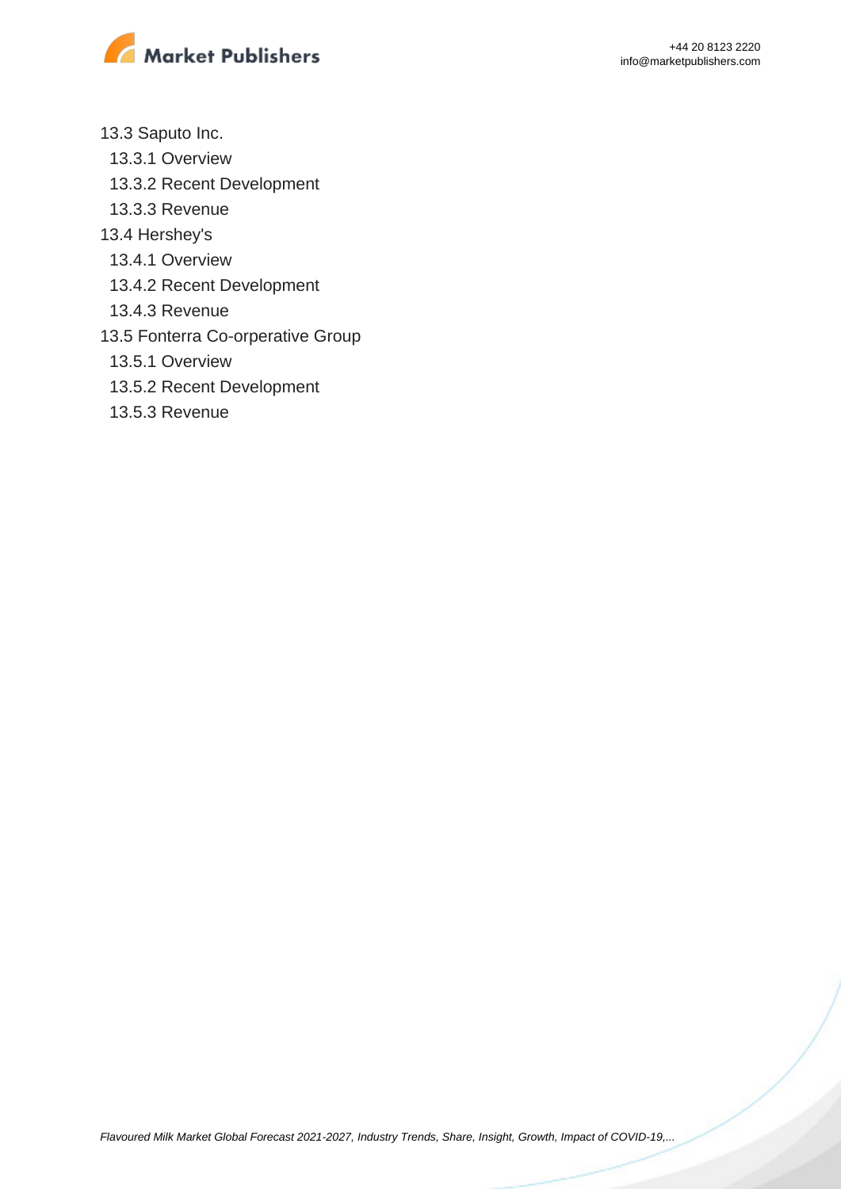13.3 Saputo Inc.
  13.3.1 Overview
  13.3.2 Recent Development
  13.3.3 Revenue
13.4 Hershey's
  13.4.1 Overview
  13.4.2 Recent Development
  13.4.3 Revenue
13.5 Fonterra Co-orperative Group
  13.5.1 Overview
  13.5.2 Recent Development
  13.5.3 Revenue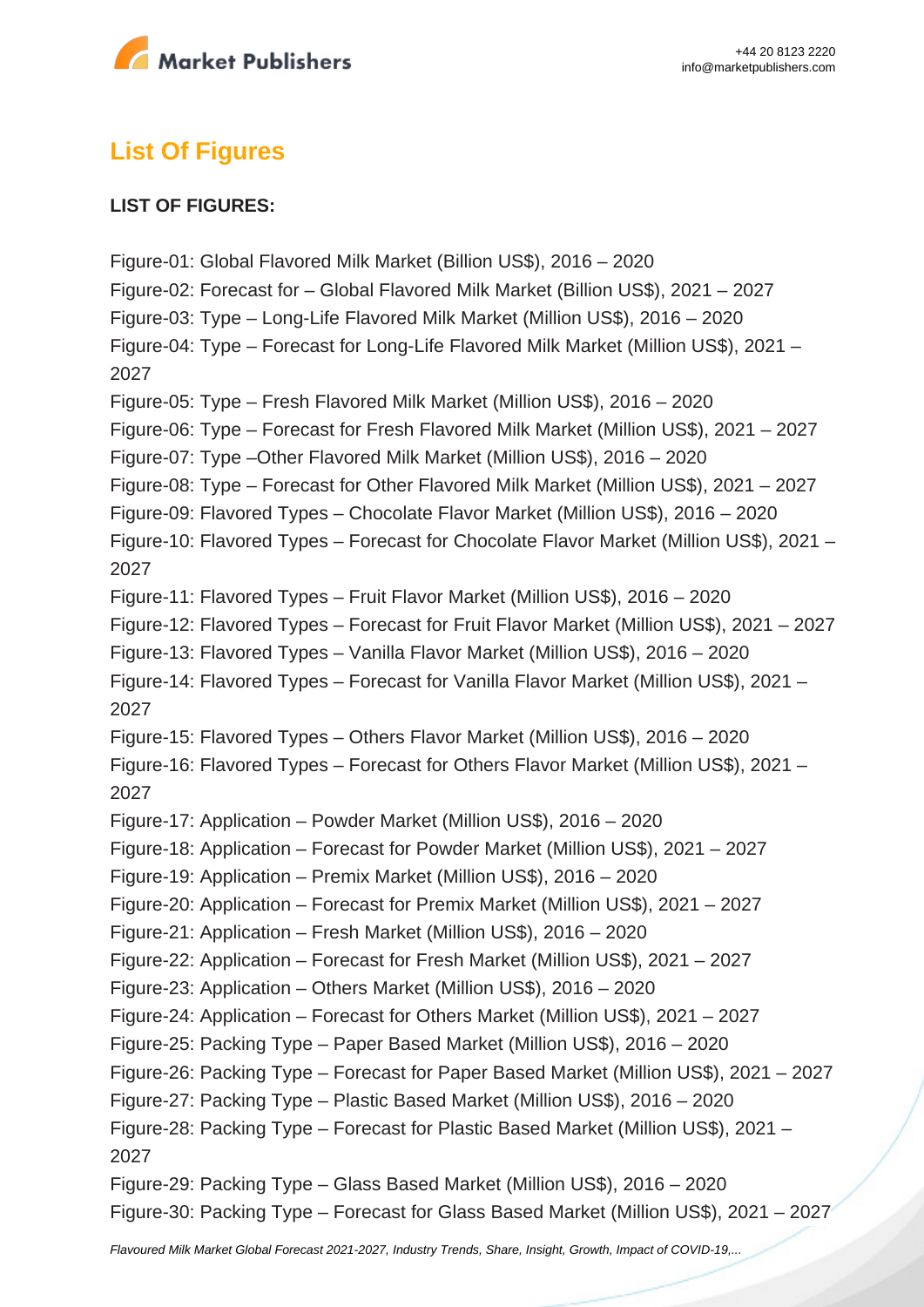## List Of Figures

**LIST OF FIGURES:**

Figure-01: Global Flavored Milk Market (Billion US$), 2016 – 2020
Figure-02: Forecast for – Global Flavored Milk Market (Billion US$), 2021 – 2027
Figure-03: Type – Long-Life Flavored Milk Market (Million US$), 2016 – 2020
Figure-04: Type – Forecast for Long-Life Flavored Milk Market (Million US$), 2021 – 2027
Figure-05: Type – Fresh Flavored Milk Market (Million US$), 2016 – 2020
Figure-06: Type – Forecast for Fresh Flavored Milk Market (Million US$), 2021 – 2027
Figure-07: Type –Other Flavored Milk Market (Million US$), 2016 – 2020
Figure-08: Type – Forecast for Other Flavored Milk Market (Million US$), 2021 – 2027
Figure-09: Flavored Types – Chocolate Flavor Market (Million US$), 2016 – 2020
Figure-10: Flavored Types – Forecast for Chocolate Flavor Market (Million US$), 2021 – 2027
Figure-11: Flavored Types – Fruit Flavor Market (Million US$), 2016 – 2020
Figure-12: Flavored Types – Forecast for Fruit Flavor Market (Million US$), 2021 – 2027
Figure-13: Flavored Types – Vanilla Flavor Market (Million US$), 2016 – 2020
Figure-14: Flavored Types – Forecast for Vanilla Flavor Market (Million US$), 2021 – 2027
Figure-15: Flavored Types – Others Flavor Market (Million US$), 2016 – 2020
Figure-16: Flavored Types – Forecast for Others Flavor Market (Million US$), 2021 – 2027
Figure-17: Application – Powder Market (Million US$), 2016 – 2020
Figure-18: Application – Forecast for Powder Market (Million US$), 2021 – 2027
Figure-19: Application – Premix Market (Million US$), 2016 – 2020
Figure-20: Application – Forecast for Premix Market (Million US$), 2021 – 2027
Figure-21: Application – Fresh Market (Million US$), 2016 – 2020
Figure-22: Application – Forecast for Fresh Market (Million US$), 2021 – 2027
Figure-23: Application – Others Market (Million US$), 2016 – 2020
Figure-24: Application – Forecast for Others Market (Million US$), 2021 – 2027
Figure-25: Packing Type – Paper Based Market (Million US$), 2016 – 2020
Figure-26: Packing Type – Forecast for Paper Based Market (Million US$), 2021 – 2027
Figure-27: Packing Type – Plastic Based Market (Million US$), 2016 – 2020
Figure-28: Packing Type – Forecast for Plastic Based Market (Million US$), 2021 – 2027
Figure-29: Packing Type – Glass Based Market (Million US$), 2016 – 2020
Figure-30: Packing Type – Forecast for Glass Based Market (Million US$), 2021 – 2027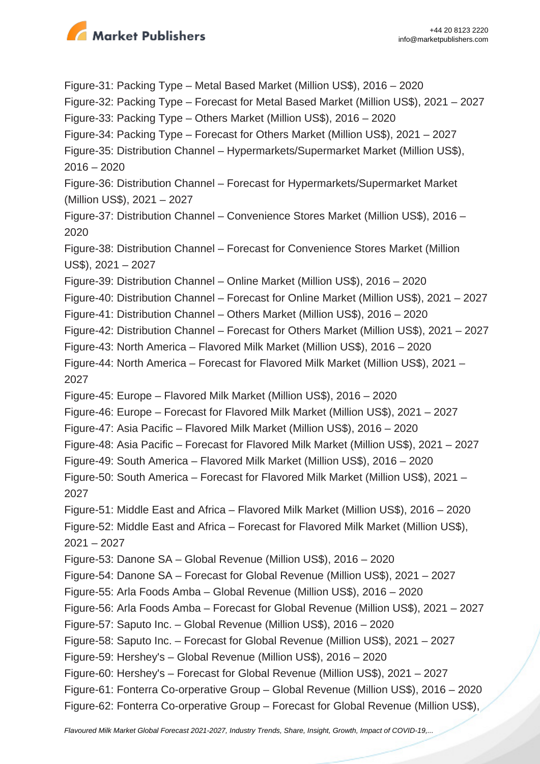Figure-31: Packing Type – Metal Based Market (Million US$), 2016 – 2020
Figure-32: Packing Type – Forecast for Metal Based Market (Million US$), 2021 – 2027
Figure-33: Packing Type – Others Market (Million US$), 2016 – 2020
Figure-34: Packing Type – Forecast for Others Market (Million US$), 2021 – 2027
Figure-35: Distribution Channel – Hypermarkets/Supermarket Market (Million US$), 2016 – 2020
Figure-36: Distribution Channel – Forecast for Hypermarkets/Supermarket Market (Million US$), 2021 – 2027
Figure-37: Distribution Channel – Convenience Stores Market (Million US$), 2016 – 2020
Figure-38: Distribution Channel – Forecast for Convenience Stores Market (Million US$), 2021 – 2027
Figure-39: Distribution Channel – Online Market (Million US$), 2016 – 2020
Figure-40: Distribution Channel – Forecast for Online Market (Million US$), 2021 – 2027
Figure-41: Distribution Channel – Others Market (Million US$), 2016 – 2020
Figure-42: Distribution Channel – Forecast for Others Market (Million US$), 2021 – 2027
Figure-43: North America – Flavored Milk Market (Million US$), 2016 – 2020
Figure-44: North America – Forecast for Flavored Milk Market (Million US$), 2021 – 2027
Figure-45: Europe – Flavored Milk Market (Million US$), 2016 – 2020
Figure-46: Europe – Forecast for Flavored Milk Market (Million US$), 2021 – 2027
Figure-47: Asia Pacific – Flavored Milk Market (Million US$), 2016 – 2020
Figure-48: Asia Pacific – Forecast for Flavored Milk Market (Million US$), 2021 – 2027
Figure-49: South America – Flavored Milk Market (Million US$), 2016 – 2020
Figure-50: South America – Forecast for Flavored Milk Market (Million US$), 2021 – 2027
Figure-51: Middle East and Africa – Flavored Milk Market (Million US$), 2016 – 2020
Figure-52: Middle East and Africa – Forecast for Flavored Milk Market (Million US$), 2021 – 2027
Figure-53: Danone SA – Global Revenue (Million US$), 2016 – 2020
Figure-54: Danone SA – Forecast for Global Revenue (Million US$), 2021 – 2027
Figure-55: Arla Foods Amba – Global Revenue (Million US$), 2016 – 2020
Figure-56: Arla Foods Amba – Forecast for Global Revenue (Million US$), 2021 – 2027
Figure-57: Saputo Inc. – Global Revenue (Million US$), 2016 – 2020
Figure-58: Saputo Inc. – Forecast for Global Revenue (Million US$), 2021 – 2027
Figure-59: Hershey's – Global Revenue (Million US$), 2016 – 2020
Figure-60: Hershey's – Forecast for Global Revenue (Million US$), 2021 – 2027
Figure-61: Fonterra Co-orperative Group – Global Revenue (Million US$), 2016 – 2020
Figure-62: Fonterra Co-orperative Group – Forecast for Global Revenue (Million US$),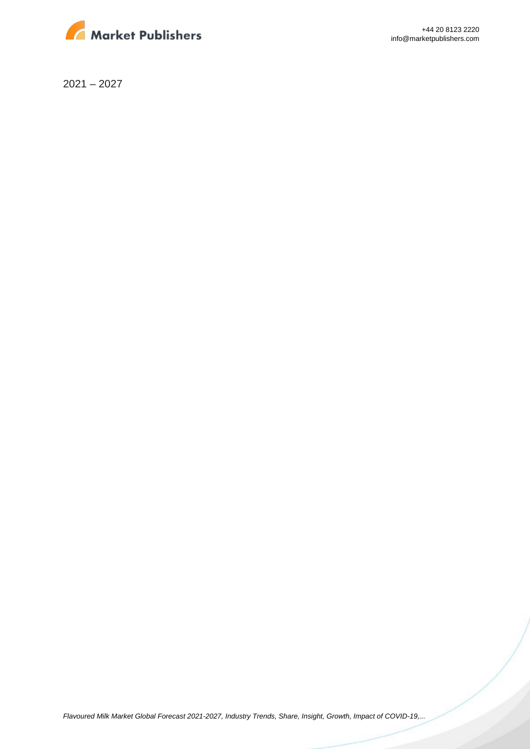2021 – 2027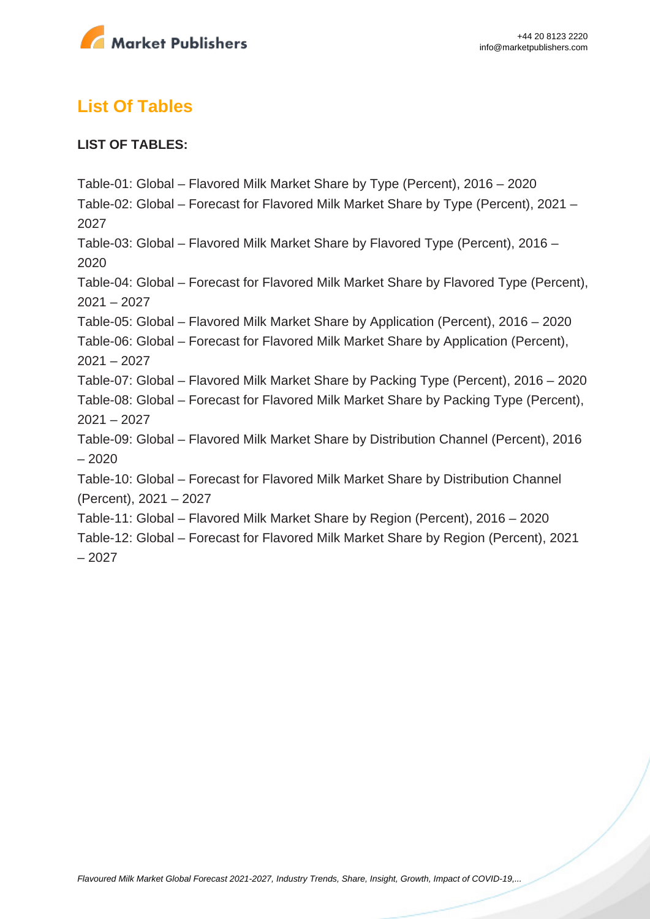## List Of Tables

**LIST OF TABLES:**

Table-01: Global – Flavored Milk Market Share by Type (Percent), 2016 – 2020
Table-02: Global – Forecast for Flavored Milk Market Share by Type (Percent), 2021 – 2027
Table-03: Global – Flavored Milk Market Share by Flavored Type (Percent), 2016 – 2020
Table-04: Global – Forecast for Flavored Milk Market Share by Flavored Type (Percent), 2021 – 2027
Table-05: Global – Flavored Milk Market Share by Application (Percent), 2016 – 2020
Table-06: Global – Forecast for Flavored Milk Market Share by Application (Percent), 2021 – 2027
Table-07: Global – Flavored Milk Market Share by Packing Type (Percent), 2016 – 2020
Table-08: Global – Forecast for Flavored Milk Market Share by Packing Type (Percent), 2021 – 2027
Table-09: Global – Flavored Milk Market Share by Distribution Channel (Percent), 2016 – 2020
Table-10: Global – Forecast for Flavored Milk Market Share by Distribution Channel (Percent), 2021 – 2027
Table-11: Global – Flavored Milk Market Share by Region (Percent), 2016 – 2020
Table-12: Global – Forecast for Flavored Milk Market Share by Region (Percent), 2021 – 2027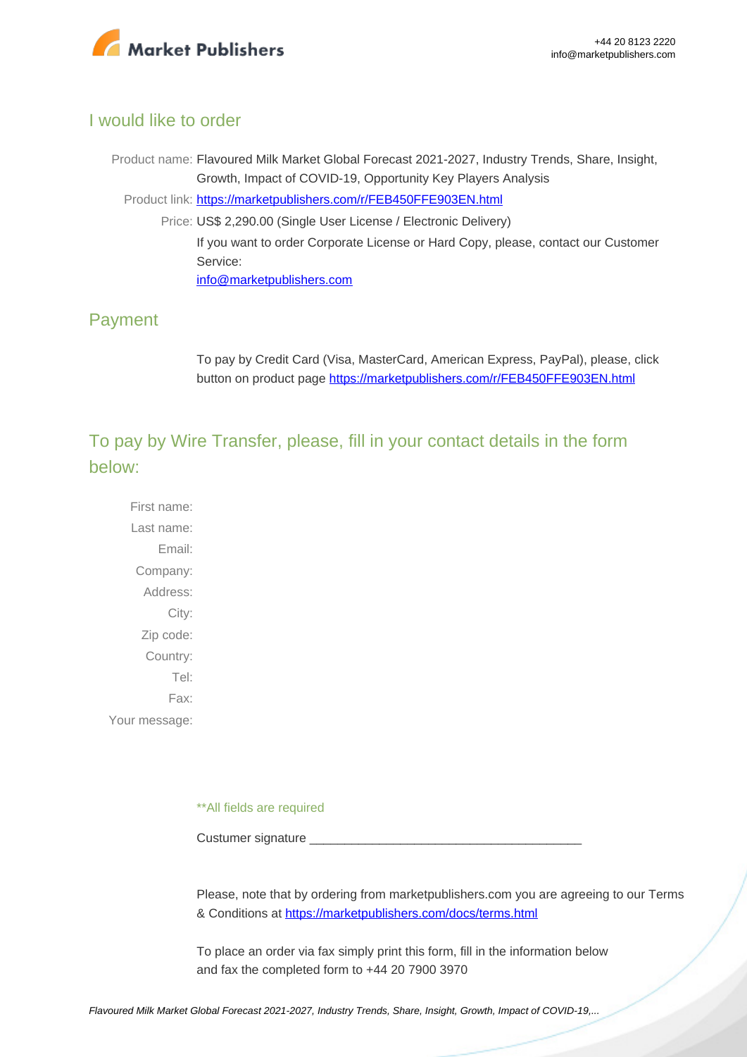## I would like to order

Product name: Flavoured Milk Market Global Forecast 2021-2027, Industry Trends, Share, Insight, Growth, Impact of COVID-19, Opportunity Key Players Analysis

Product link: [https://marketpublishers.com/r/FEB450FFE903EN.html](https://marketpublishers.com/r/FEB450FFE903EN.html)

Price: US$ 2,290.00 (Single User License / Electronic Delivery)

If you want to order Corporate License or Hard Copy, please, contact our Customer Service:

[info@marketpublishers.com](mailto:info@marketpublishers.com)

## Payment

To pay by Credit Card (Visa, MasterCard, American Express, PayPal), please, click button on product page [https://marketpublishers.com/r/FEB450FFE903EN.html](https://marketpublishers.com/r/FEB450FFE903EN.html)

## To pay by Wire Transfer, please, fill in your contact details in the form below:

First name:

Last name:

Email:

Company:

Address:

City:

Zip code:

Country:

Tel:

Fax:

Your message:

**All fields are required

Custumer signature _______________________________________

Please, note that by ordering from marketpublishers.com you are agreeing to our Terms & Conditions at [https://marketpublishers.com/docs/terms.html](https://marketpublishers.com/docs/terms.html)

To place an order via fax simply print this form, fill in the information below and fax the completed form to +44 20 7900 3970